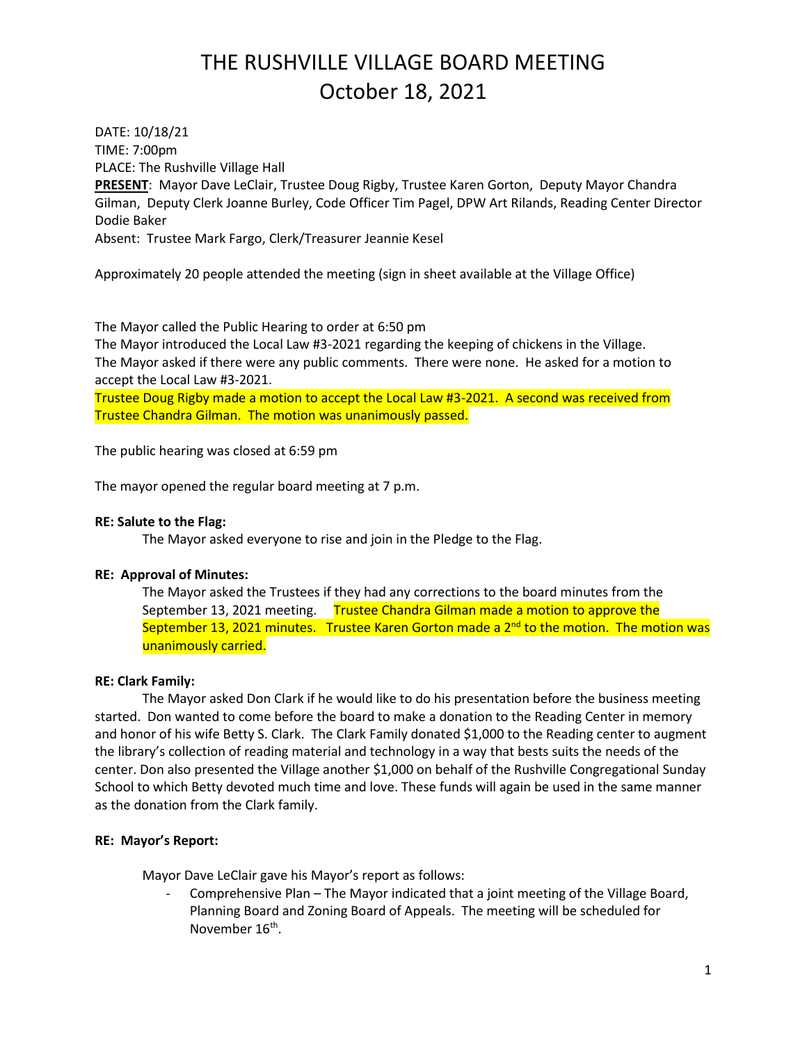# THE RUSHVILLE VILLAGE BOARD MEETING
# October 18, 2021

DATE: 10/18/21
TIME: 7:00pm
PLACE: The Rushville Village Hall
**PRESENT**: Mayor Dave LeClair, Trustee Doug Rigby, Trustee Karen Gorton, Deputy Mayor Chandra Gilman, Deputy Clerk Joanne Burley, Code Officer Tim Pagel, DPW Art Rilands, Reading Center Director Dodie Baker
Absent: Trustee Mark Fargo, Clerk/Treasurer Jeannie Kesel

Approximately 20 people attended the meeting (sign in sheet available at the Village Office)

The Mayor called the Public Hearing to order at 6:50 pm
The Mayor introduced the Local Law #3-2021 regarding the keeping of chickens in the Village.
The Mayor asked if there were any public comments. There were none. He asked for a motion to accept the Local Law #3-2021.
Trustee Doug Rigby made a motion to accept the Local Law #3-2021. A second was received from Trustee Chandra Gilman. The motion was unanimously passed.

The public hearing was closed at 6:59 pm

The mayor opened the regular board meeting at 7 p.m.

**RE: Salute to the Flag:**

The Mayor asked everyone to rise and join in the Pledge to the Flag.

**RE: Approval of Minutes:**

The Mayor asked the Trustees if they had any corrections to the board minutes from the September 13, 2021 meeting. Trustee Chandra Gilman made a motion to approve the September 13, 2021 minutes. Trustee Karen Gorton made a 2nd to the motion. The motion was unanimously carried.

**RE: Clark Family:**

The Mayor asked Don Clark if he would like to do his presentation before the business meeting started. Don wanted to come before the board to make a donation to the Reading Center in memory and honor of his wife Betty S. Clark. The Clark Family donated $1,000 to the Reading center to augment the library's collection of reading material and technology in a way that bests suits the needs of the center. Don also presented the Village another $1,000 on behalf of the Rushville Congregational Sunday School to which Betty devoted much time and love. These funds will again be used in the same manner as the donation from the Clark family.

**RE: Mayor's Report:**

Mayor Dave LeClair gave his Mayor's report as follows:

- Comprehensive Plan – The Mayor indicated that a joint meeting of the Village Board, Planning Board and Zoning Board of Appeals. The meeting will be scheduled for November 16th.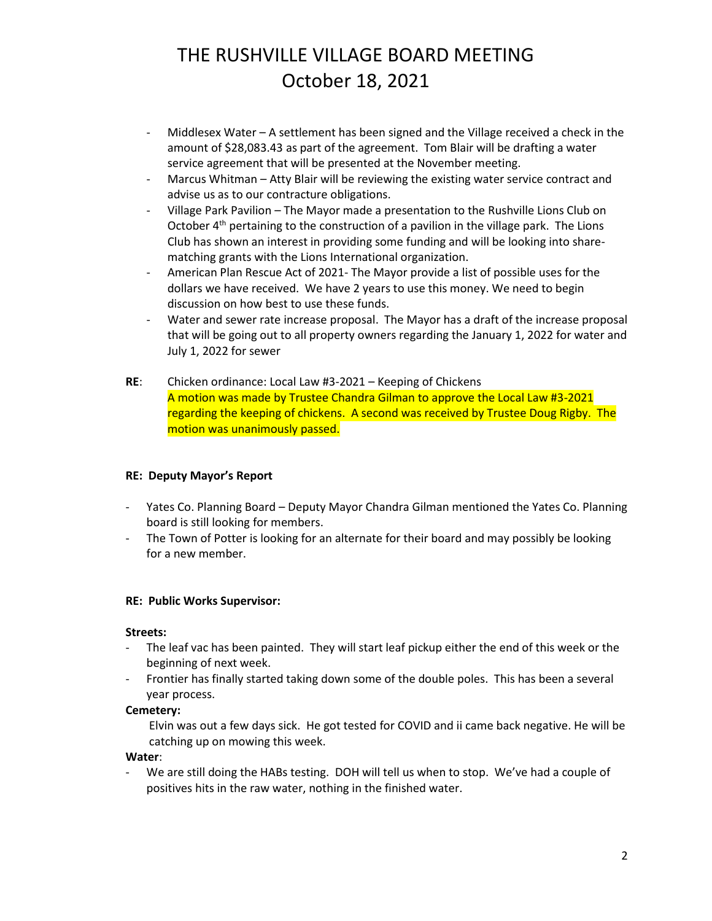# THE RUSHVILLE VILLAGE BOARD MEETING
# October 18, 2021

- Middlesex Water – A settlement has been signed and the Village received a check in the amount of $28,083.43 as part of the agreement. Tom Blair will be drafting a water service agreement that will be presented at the November meeting.
- Marcus Whitman – Atty Blair will be reviewing the existing water service contract and advise us as to our contracture obligations.
- Village Park Pavilion – The Mayor made a presentation to the Rushville Lions Club on October 4th pertaining to the construction of a pavilion in the village park. The Lions Club has shown an interest in providing some funding and will be looking into share-matching grants with the Lions International organization.
- American Plan Rescue Act of 2021- The Mayor provide a list of possible uses for the dollars we have received. We have 2 years to use this money. We need to begin discussion on how best to use these funds.
- Water and sewer rate increase proposal. The Mayor has a draft of the increase proposal that will be going out to all property owners regarding the January 1, 2022 for water and July 1, 2022 for sewer

**RE**: Chicken ordinance: Local Law #3-2021 – Keeping of Chickens
A motion was made by Trustee Chandra Gilman to approve the Local Law #3-2021 regarding the keeping of chickens. A second was received by Trustee Doug Rigby. The motion was unanimously passed.

**RE: Deputy Mayor's Report**

- Yates Co. Planning Board – Deputy Mayor Chandra Gilman mentioned the Yates Co. Planning board is still looking for members.
- The Town of Potter is looking for an alternate for their board and may possibly be looking for a new member.

**RE: Public Works Supervisor:**

**Streets:**
- The leaf vac has been painted. They will start leaf pickup either the end of this week or the beginning of next week.
- Frontier has finally started taking down some of the double poles. This has been a several year process.

**Cemetery:**

Elvin was out a few days sick. He got tested for COVID and ii came back negative. He will be catching up on mowing this week.

**Water**:
- We are still doing the HABs testing. DOH will tell us when to stop. We've had a couple of positives hits in the raw water, nothing in the finished water.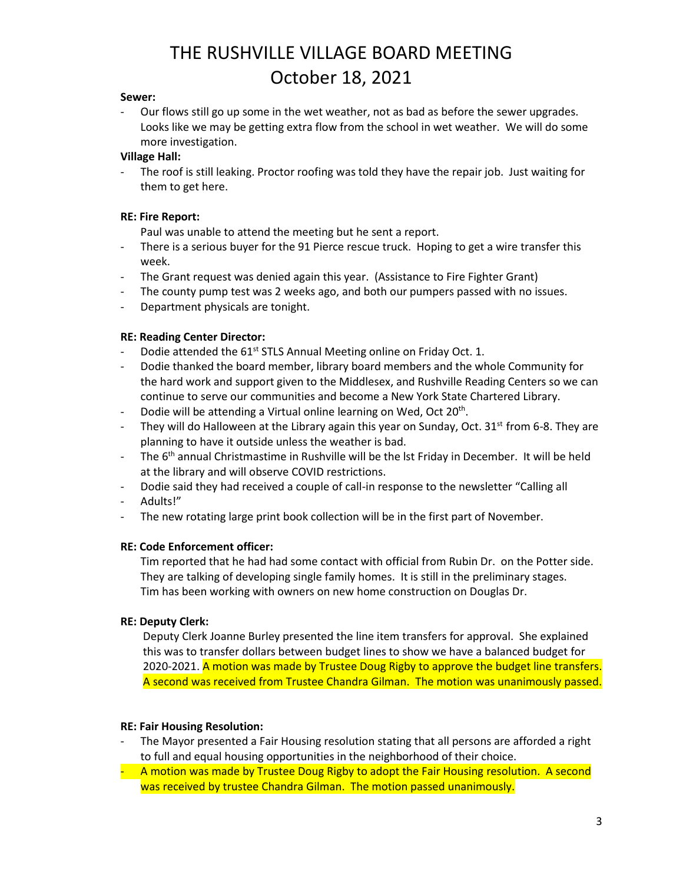# THE RUSHVILLE VILLAGE BOARD MEETING
# October 18, 2021

**Sewer:**

- Our flows still go up some in the wet weather, not as bad as before the sewer upgrades. Looks like we may be getting extra flow from the school in wet weather. We will do some more investigation.

**Village Hall:**

- The roof is still leaking. Proctor roofing was told they have the repair job. Just waiting for them to get here.

**RE: Fire Report:**

Paul was unable to attend the meeting but he sent a report.

- There is a serious buyer for the 91 Pierce rescue truck. Hoping to get a wire transfer this week.
- The Grant request was denied again this year. (Assistance to Fire Fighter Grant)
- The county pump test was 2 weeks ago, and both our pumpers passed with no issues.
- Department physicals are tonight.

**RE: Reading Center Director:**

- Dodie attended the 61st STLS Annual Meeting online on Friday Oct. 1.
- Dodie thanked the board member, library board members and the whole Community for the hard work and support given to the Middlesex, and Rushville Reading Centers so we can continue to serve our communities and become a New York State Chartered Library.
- Dodie will be attending a Virtual online learning on Wed, Oct 20th.
- They will do Halloween at the Library again this year on Sunday, Oct. 31st from 6-8. They are planning to have it outside unless the weather is bad.
- The 6th annual Christmastime in Rushville will be the lst Friday in December. It will be held at the library and will observe COVID restrictions.
- Dodie said they had received a couple of call-in response to the newsletter "Calling all
- Adults!"
- The new rotating large print book collection will be in the first part of November.

**RE: Code Enforcement officer:**

Tim reported that he had had some contact with official from Rubin Dr. on the Potter side. They are talking of developing single family homes. It is still in the preliminary stages. Tim has been working with owners on new home construction on Douglas Dr.

**RE: Deputy Clerk:**

Deputy Clerk Joanne Burley presented the line item transfers for approval. She explained this was to transfer dollars between budget lines to show we have a balanced budget for 2020-2021. A motion was made by Trustee Doug Rigby to approve the budget line transfers. A second was received from Trustee Chandra Gilman. The motion was unanimously passed.

**RE: Fair Housing Resolution:**

- The Mayor presented a Fair Housing resolution stating that all persons are afforded a right to full and equal housing opportunities in the neighborhood of their choice.
- A motion was made by Trustee Doug Rigby to adopt the Fair Housing resolution. A second was received by trustee Chandra Gilman. The motion passed unanimously.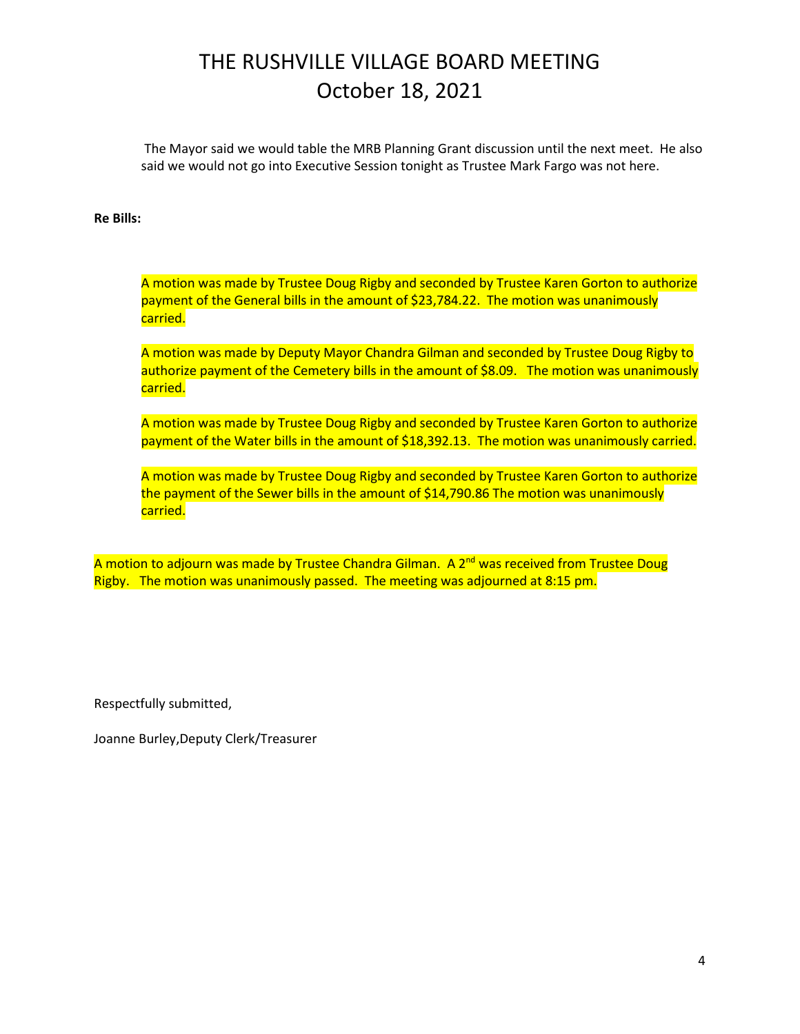# THE RUSHVILLE VILLAGE BOARD MEETING
# October 18, 2021

The Mayor said we would table the MRB Planning Grant discussion until the next meet. He also said we would not go into Executive Session tonight as Trustee Mark Fargo was not here.

**Re Bills:**

A motion was made by Trustee Doug Rigby and seconded by Trustee Karen Gorton to authorize payment of the General bills in the amount of $23,784.22. The motion was unanimously carried.

A motion was made by Deputy Mayor Chandra Gilman and seconded by Trustee Doug Rigby to authorize payment of the Cemetery bills in the amount of $8.09. The motion was unanimously carried.

A motion was made by Trustee Doug Rigby and seconded by Trustee Karen Gorton to authorize payment of the Water bills in the amount of $18,392.13. The motion was unanimously carried.

A motion was made by Trustee Doug Rigby and seconded by Trustee Karen Gorton to authorize the payment of the Sewer bills in the amount of $14,790.86 The motion was unanimously carried.

A motion to adjourn was made by Trustee Chandra Gilman. A 2nd was received from Trustee Doug Rigby. The motion was unanimously passed. The meeting was adjourned at 8:15 pm.

Respectfully submitted,

Joanne Burley,Deputy Clerk/Treasurer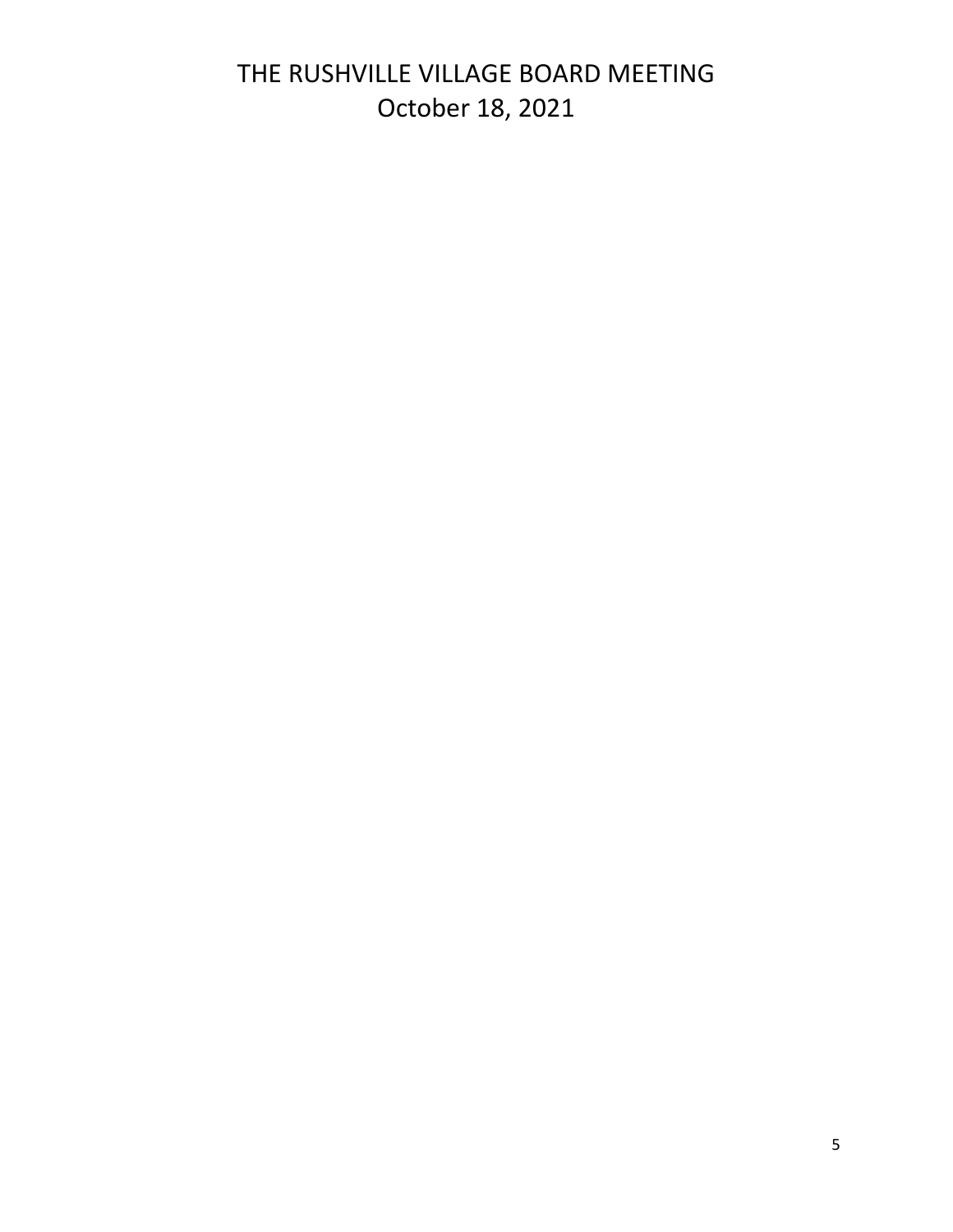# THE RUSHVILLE VILLAGE BOARD MEETING
# October 18, 2021